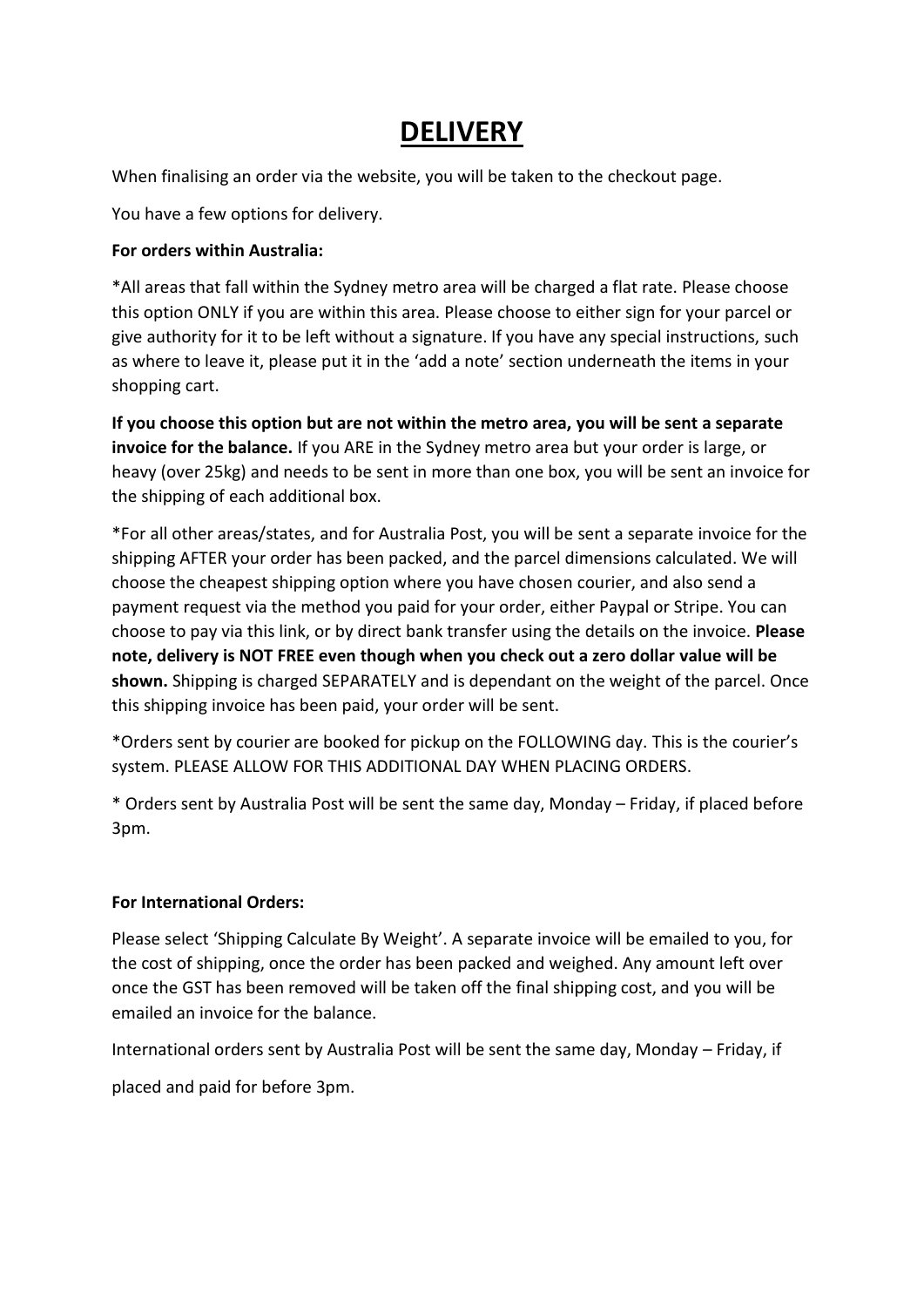# DELIVERY

When finalising an order via the website, you will be taken to the checkout page.

You have a few options for delivery.

**For orders within Australia:**

*All areas that fall within the Sydney metro area will be charged a flat rate. Please choose this option ONLY if you are within this area. Please choose to either sign for your parcel or give authority for it to be left without a signature. If you have any special instructions, such as where to leave it, please put it in the 'add a note' section underneath the items in your shopping cart.

**If you choose this option but are not within the metro area, you will be sent a separate invoice for the balance.** If you ARE in the Sydney metro area but your order is large, or heavy (over 25kg) and needs to be sent in more than one box, you will be sent an invoice for the shipping of each additional box.

*For all other areas/states, and for Australia Post, you will be sent a separate invoice for the shipping AFTER your order has been packed, and the parcel dimensions calculated. We will choose the cheapest shipping option where you have chosen courier, and also send a payment request via the method you paid for your order, either Paypal or Stripe. You can choose to pay via this link, or by direct bank transfer using the details on the invoice. **Please note, delivery is NOT FREE even though when you check out a zero dollar value will be shown.** Shipping is charged SEPARATELY and is dependant on the weight of the parcel. Once this shipping invoice has been paid, your order will be sent.

*Orders sent by courier are booked for pickup on the FOLLOWING day. This is the courier's system. PLEASE ALLOW FOR THIS ADDITIONAL DAY WHEN PLACING ORDERS.

* Orders sent by Australia Post will be sent the same day, Monday – Friday, if placed before 3pm.

**For International Orders:**

Please select 'Shipping Calculate By Weight'. A separate invoice will be emailed to you, for the cost of shipping, once the order has been packed and weighed. Any amount left over once the GST has been removed will be taken off the final shipping cost, and you will be emailed an invoice for the balance.

International orders sent by Australia Post will be sent the same day, Monday – Friday, if placed and paid for before 3pm.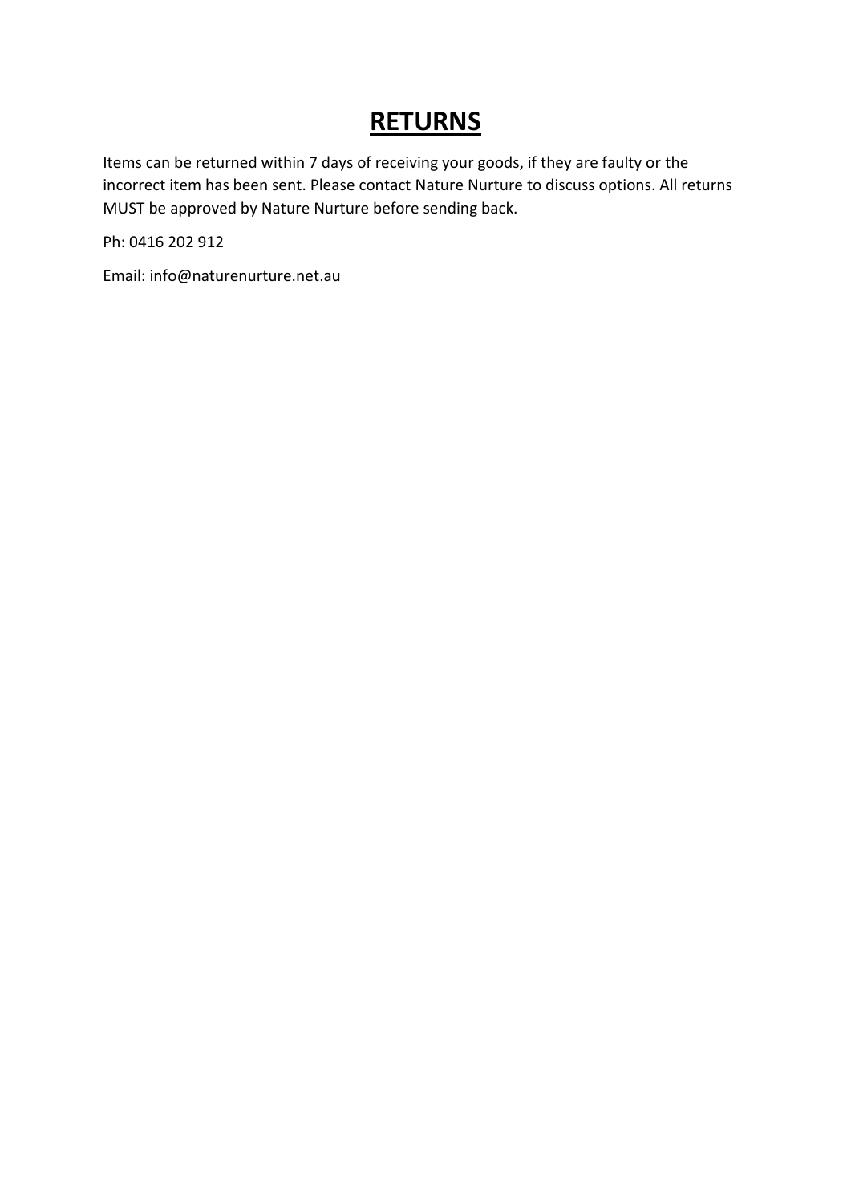# **RETURNS**

Items can be returned within 7 days of receiving your goods, if they are faulty or the incorrect item has been sent. Please contact Nature Nurture to discuss options. All returns MUST be approved by Nature Nurture before sending back.

Ph: 0416 202 912

Email: info@naturenurture.net.au